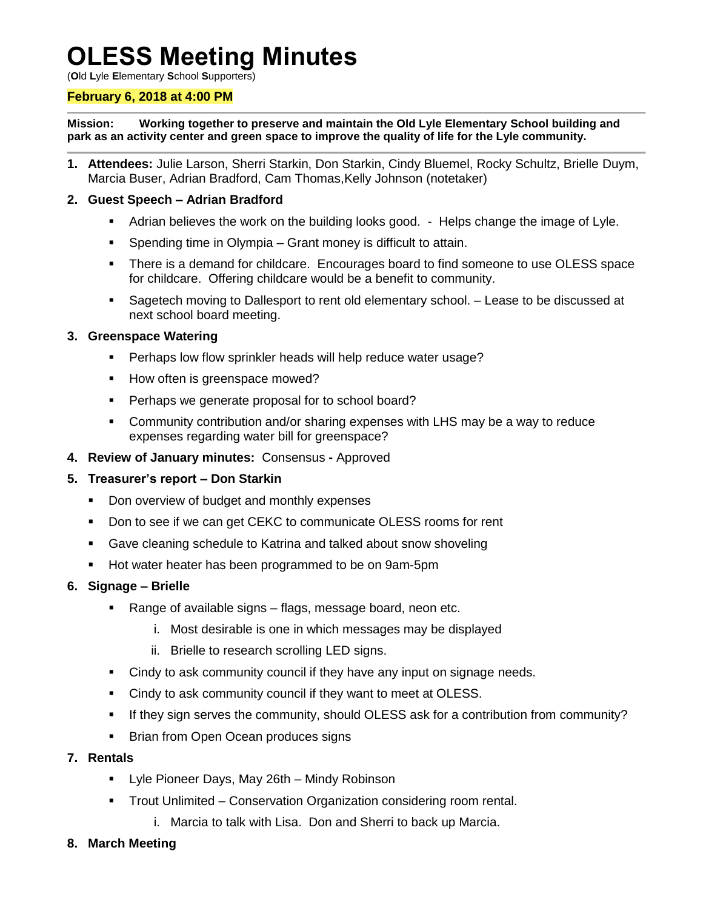# OLESS Meeting Minutes

(**O**ld **L**yle **E**lementary **S**chool **S**upporters)

**February 6, 2018 at 4:00 PM**

---

**Mission: Working together to preserve and maintain the Old Lyle Elementary School building and park as an activity center and green space to improve the quality of life for the Lyle community.**

---

1. **Attendees:** Julie Larson, Sherri Starkin, Don Starkin, Cindy Bluemel, Rocky Schultz, Brielle Duym, Marcia Buser, Adrian Bradford, Cam Thomas,Kelly Johnson (notetaker)

2. **Guest Speech – Adrian Bradford**
   - Adrian believes the work on the building looks good. - Helps change the image of Lyle.
   - Spending time in Olympia – Grant money is difficult to attain.
   - There is a demand for childcare. Encourages board to find someone to use OLESS space for childcare. Offering childcare would be a benefit to community.
   - Sagetech moving to Dallesport to rent old elementary school. – Lease to be discussed at next school board meeting.

3. **Greenspace Watering**
   - Perhaps low flow sprinkler heads will help reduce water usage?
   - How often is greenspace mowed?
   - Perhaps we generate proposal for to school board?
   - Community contribution and/or sharing expenses with LHS may be a way to reduce expenses regarding water bill for greenspace?

4. **Review of January minutes:** Consensus **-** Approved

5. **Treasurer's report – Don Starkin**
   - Don overview of budget and monthly expenses
   - Don to see if we can get CEKC to communicate OLESS rooms for rent
   - Gave cleaning schedule to Katrina and talked about snow shoveling
   - Hot water heater has been programmed to be on 9am-5pm

6. **Signage – Brielle**
   - Range of available signs – flags, message board, neon etc.
     1. Most desirable is one in which messages may be displayed
     2. Brielle to research scrolling LED signs.
   - Cindy to ask community council if they have any input on signage needs.
   - Cindy to ask community council if they want to meet at OLESS.
   - If they sign serves the community, should OLESS ask for a contribution from community?
   - Brian from Open Ocean produces signs

7. **Rentals**
   - Lyle Pioneer Days, May 26th – Mindy Robinson
   - Trout Unlimited – Conservation Organization considering room rental.
     1. Marcia to talk with Lisa. Don and Sherri to back up Marcia.

8. **March Meeting**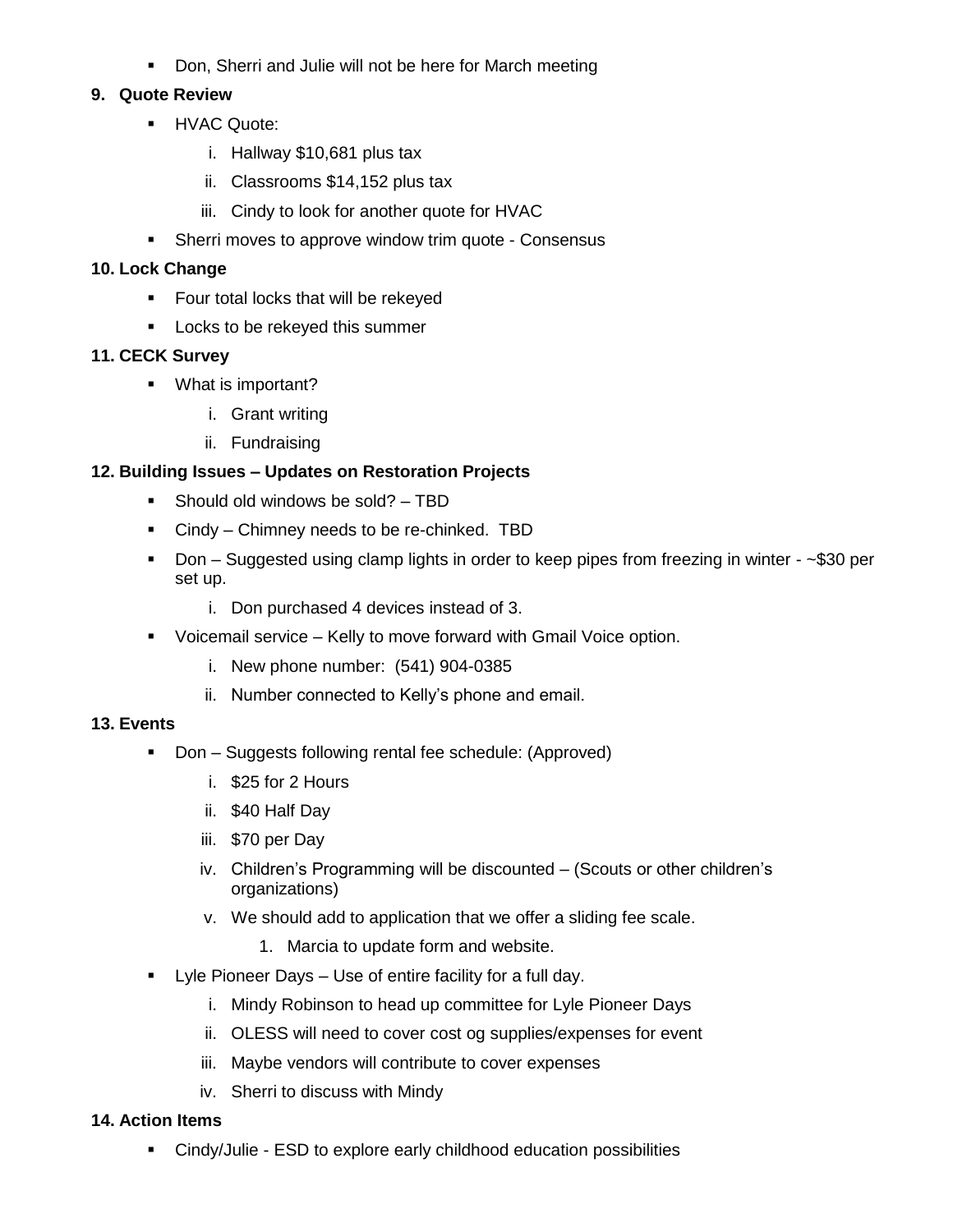- Don, Sherri and Julie will not be here for March meeting

**9. Quote Review**

- HVAC Quote:
  - i. Hallway $10,681 plus tax
  - ii. Classrooms $14,152 plus tax
  - iii. Cindy to look for another quote for HVAC
- Sherri moves to approve window trim quote - Consensus

**10. Lock Change**

- Four total locks that will be rekeyed
- Locks to be rekeyed this summer

**11. CECK Survey**

- What is important?
  - i. Grant writing
  - ii. Fundraising

**12. Building Issues – Updates on Restoration Projects**

- Should old windows be sold? – TBD
- Cindy – Chimney needs to be re-chinked. TBD
- Don – Suggested using clamp lights in order to keep pipes from freezing in winter - ~$30 per set up.
  - i. Don purchased 4 devices instead of 3.
- Voicemail service – Kelly to move forward with Gmail Voice option.
  - i. New phone number: (541) 904-0385
  - ii. Number connected to Kelly's phone and email.

**13. Events**

- Don – Suggests following rental fee schedule: (Approved)
  - i. $25 for 2 Hours
  - ii. $40 Half Day
  - iii. $70 per Day
  - iv. Children's Programming will be discounted – (Scouts or other children's organizations)
  - v. We should add to application that we offer a sliding fee scale.
    1. Marcia to update form and website.
- Lyle Pioneer Days – Use of entire facility for a full day.
  - i. Mindy Robinson to head up committee for Lyle Pioneer Days
  - ii. OLESS will need to cover cost og supplies/expenses for event
  - iii. Maybe vendors will contribute to cover expenses
  - iv. Sherri to discuss with Mindy

**14. Action Items**

- Cindy/Julie - ESD to explore early childhood education possibilities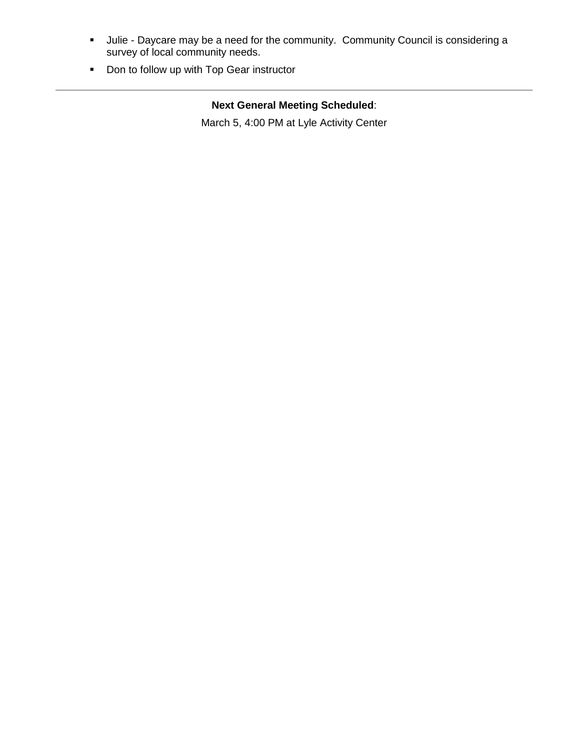- Julie - Daycare may be a need for the community.  Community Council is considering a survey of local community needs.
- Don to follow up with Top Gear instructor

---

**Next General Meeting Scheduled**:

March 5, 4:00 PM at Lyle Activity Center